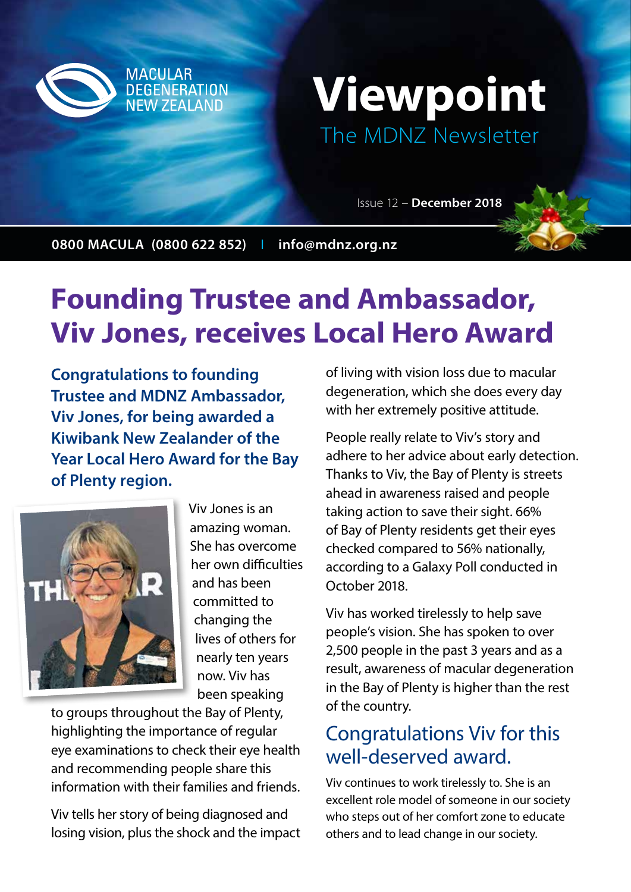MACULAR DEGENERATION NEW ZEALAND

# Viewpoint

The MDNZ Newsletter

Issue 12 – **December 2018**

**0800 MACULA (0800 622 852) | info@mdnz.org.nz**

# Founding Trustee and Ambassador, Viv Jones, receives Local Hero Award

**Congratulations to founding Trustee and MDNZ Ambassador, Viv Jones, for being awarded a Kiwibank New Zealander of the Year Local Hero Award for the Bay of Plenty region.**

Viv Jones is an amazing woman. She has overcome her own difficulties and has been committed to changing the lives of others for nearly ten years now. Viv has been speaking to groups throughout the Bay of Plenty, highlighting the importance of regular eye examinations to check their eye health and recommending people share this information with their families and friends.

Viv tells her story of being diagnosed and losing vision, plus the shock and the impact of living with vision loss due to macular degeneration, which she does every day with her extremely positive attitude.

People really relate to Viv's story and adhere to her advice about early detection. Thanks to Viv, the Bay of Plenty is streets ahead in awareness raised and people taking action to save their sight. 66% of Bay of Plenty residents get their eyes checked compared to 56% nationally, according to a Galaxy Poll conducted in October 2018.

Viv has worked tirelessly to help save people's vision. She has spoken to over 2,500 people in the past 3 years and as a result, awareness of macular degeneration in the Bay of Plenty is higher than the rest of the country.

## Congratulations Viv for this well-deserved award.

Viv continues to work tirelessly to. She is an excellent role model of someone in our society who steps out of her comfort zone to educate others and to lead change in our society.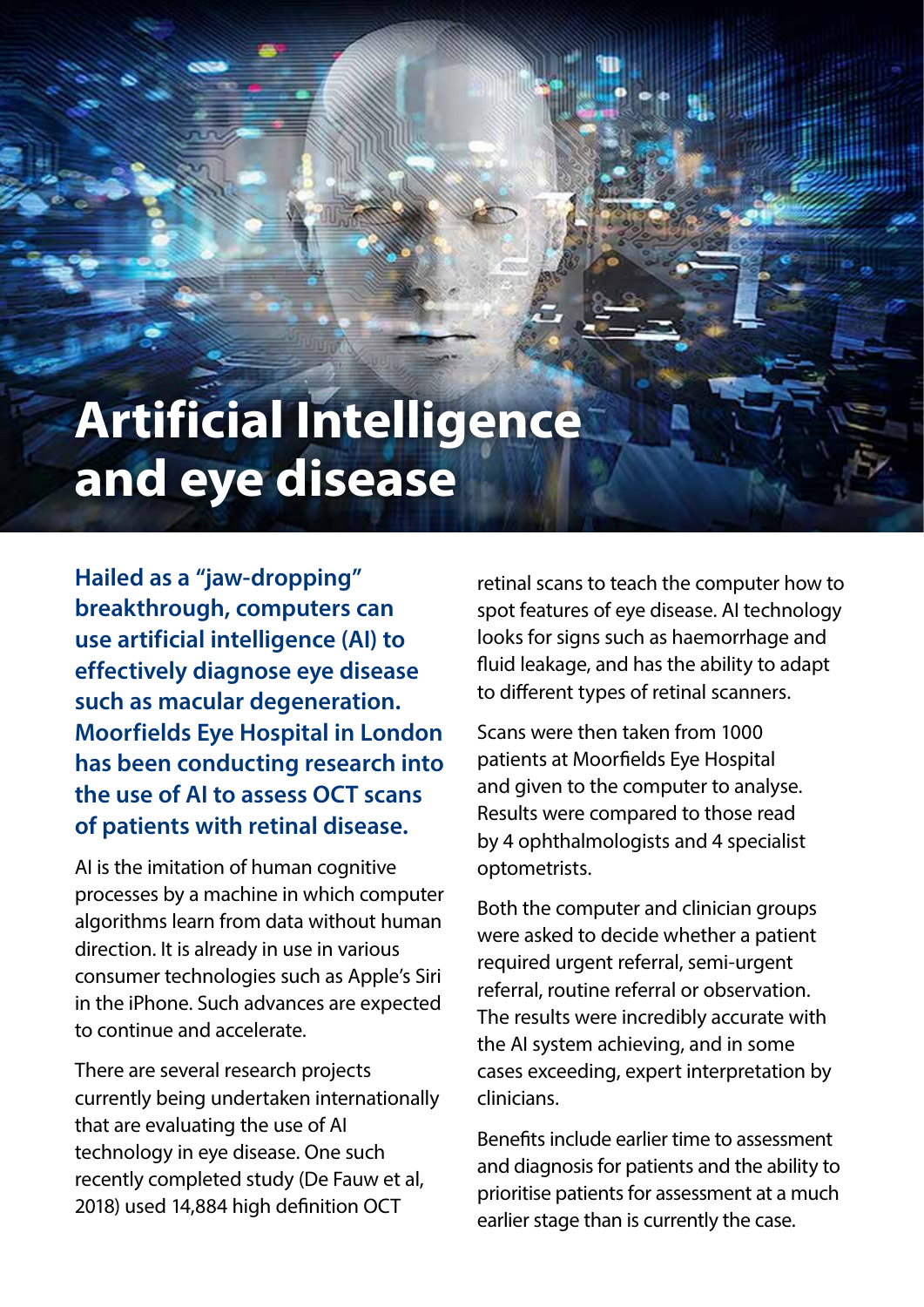# Artificial Intelligence and eye disease

**Hailed as a "jaw-dropping" breakthrough, computers can use artificial intelligence (AI) to effectively diagnose eye disease such as macular degeneration. Moorfields Eye Hospital in London has been conducting research into the use of AI to assess OCT scans of patients with retinal disease.**

AI is the imitation of human cognitive processes by a machine in which computer algorithms learn from data without human direction. It is already in use in various consumer technologies such as Apple's Siri in the iPhone. Such advances are expected to continue and accelerate.

There are several research projects currently being undertaken internationally that are evaluating the use of AI technology in eye disease. One such recently completed study (De Fauw et al, 2018) used 14,884 high definition OCT retinal scans to teach the computer how to spot features of eye disease. AI technology looks for signs such as haemorrhage and fluid leakage, and has the ability to adapt to different types of retinal scanners.

Scans were then taken from 1000 patients at Moorfields Eye Hospital and given to the computer to analyse. Results were compared to those read by 4 ophthalmologists and 4 specialist optometrists.

Both the computer and clinician groups were asked to decide whether a patient required urgent referral, semi-urgent referral, routine referral or observation. The results were incredibly accurate with the AI system achieving, and in some cases exceeding, expert interpretation by clinicians.

Benefits include earlier time to assessment and diagnosis for patients and the ability to prioritise patients for assessment at a much earlier stage than is currently the case.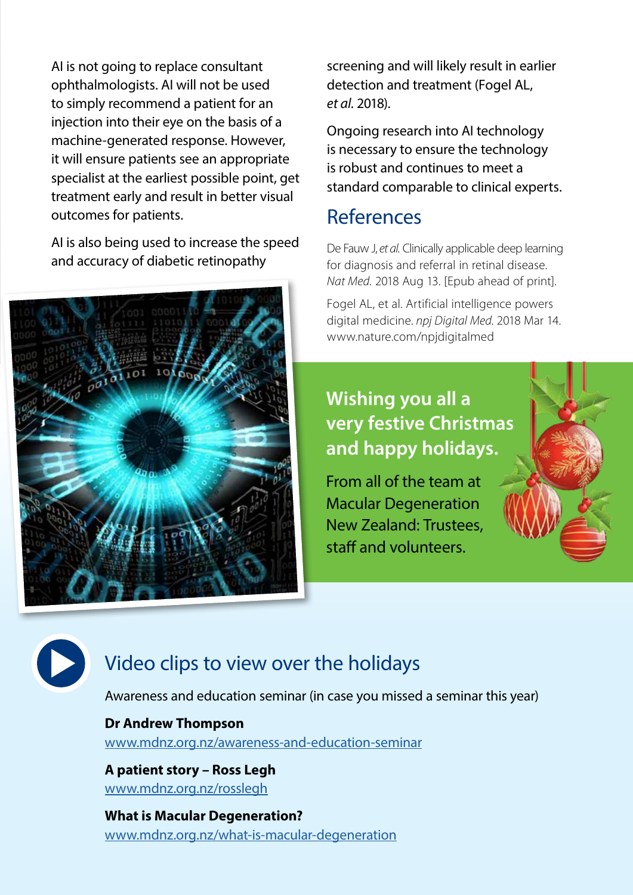AI is not going to replace consultant ophthalmologists. AI will not be used to simply recommend a patient for an injection into their eye on the basis of a machine-generated response. However, it will ensure patients see an appropriate specialist at the earliest possible point, get treatment early and result in better visual outcomes for patients.

AI is also being used to increase the speed and accuracy of diabetic retinopathy screening and will likely result in earlier detection and treatment (Fogel AL, *et al.* 2018).

Ongoing research into AI technology is necessary to ensure the technology is robust and continues to meet a standard comparable to clinical experts.

## References

De Fauw J, *et al.* Clinically applicable deep learning for diagnosis and referral in retinal disease. *Nat Med.* 2018 Aug 13. [Epub ahead of print].

Fogel AL, et al. Artificial intelligence powers digital medicine. *npj Digital Med.* 2018 Mar 14. www.nature.com/npjdigitalmed

**Wishing you all a very festive Christmas and happy holidays.**

From all of the team at Macular Degeneration New Zealand: Trustees, staff and volunteers.

## Video clips to view over the holidays

Awareness and education seminar (in case you missed a seminar this year)

**Dr Andrew Thompson**
www.mdnz.org.nz/awareness-and-education-seminar

**A patient story – Ross Legh**
www.mdnz.org.nz/rosslegh

**What is Macular Degeneration?**
www.mdnz.org.nz/what-is-macular-degeneration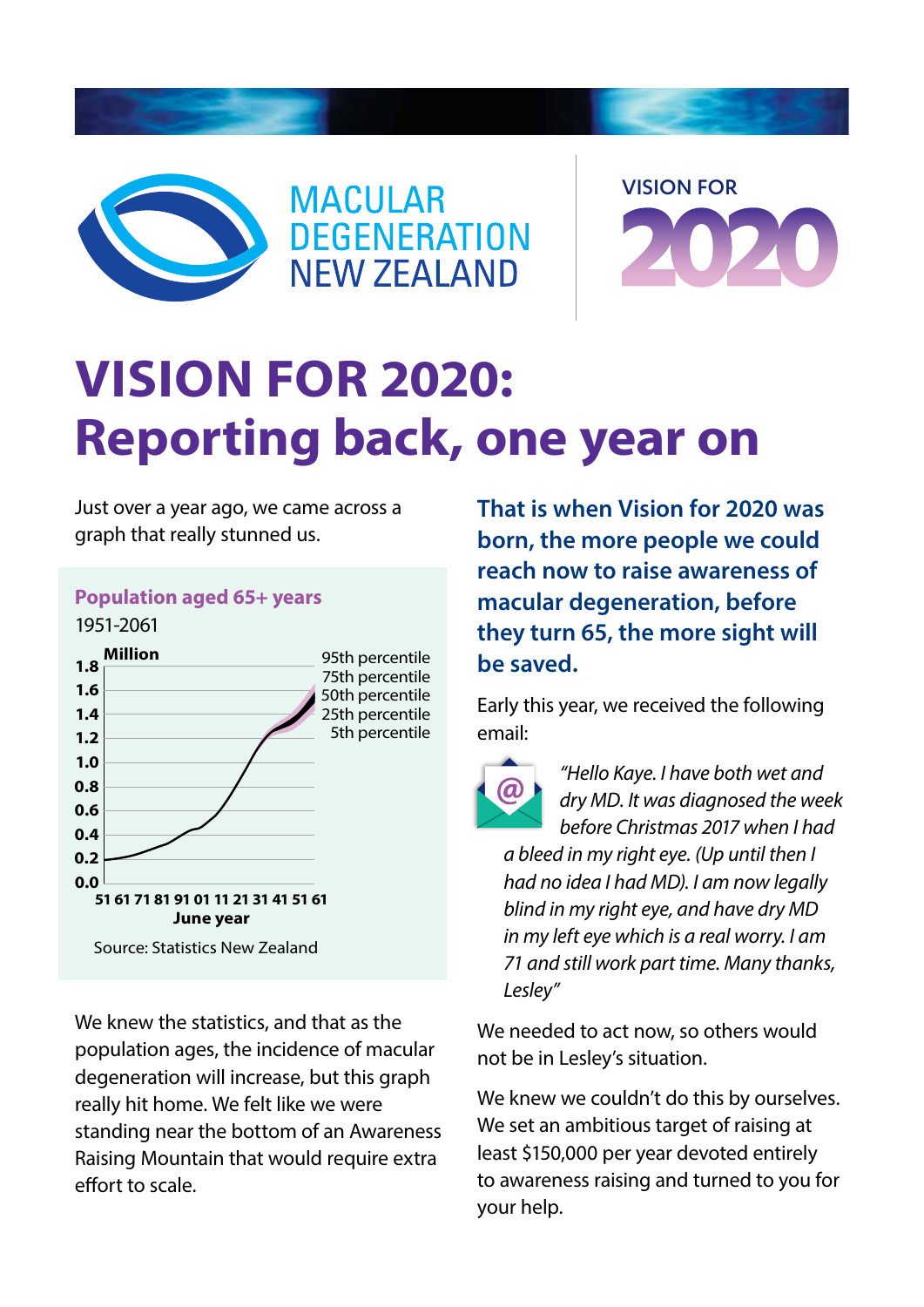MACULAR DEGENERATION NEW ZEALAND

VISION FOR 2020

# VISION FOR 2020: Reporting back, one year on

Just over a year ago, we came across a graph that really stunned us.

**Population aged 65+ years**

1951-2061

Source: Statistics New Zealand

We knew the statistics, and that as the population ages, the incidence of macular degeneration will increase, but this graph really hit home. We felt like we were standing near the bottom of an Awareness Raising Mountain that would require extra effort to scale.

**That is when Vision for 2020 was born, the more people we could reach now to raise awareness of macular degeneration, before they turn 65, the more sight will be saved.**

Early this year, we received the following email:

*"Hello Kaye. I have both wet and dry MD. It was diagnosed the week before Christmas 2017 when I had a bleed in my right eye. (Up until then I had no idea I had MD). I am now legally blind in my right eye, and have dry MD in my left eye which is a real worry. I am 71 and still work part time. Many thanks, Lesley"*

We needed to act now, so others would not be in Lesley's situation.

We knew we couldn't do this by ourselves. We set an ambitious target of raising at least $150,000 per year devoted entirely to awareness raising and turned to you for your help.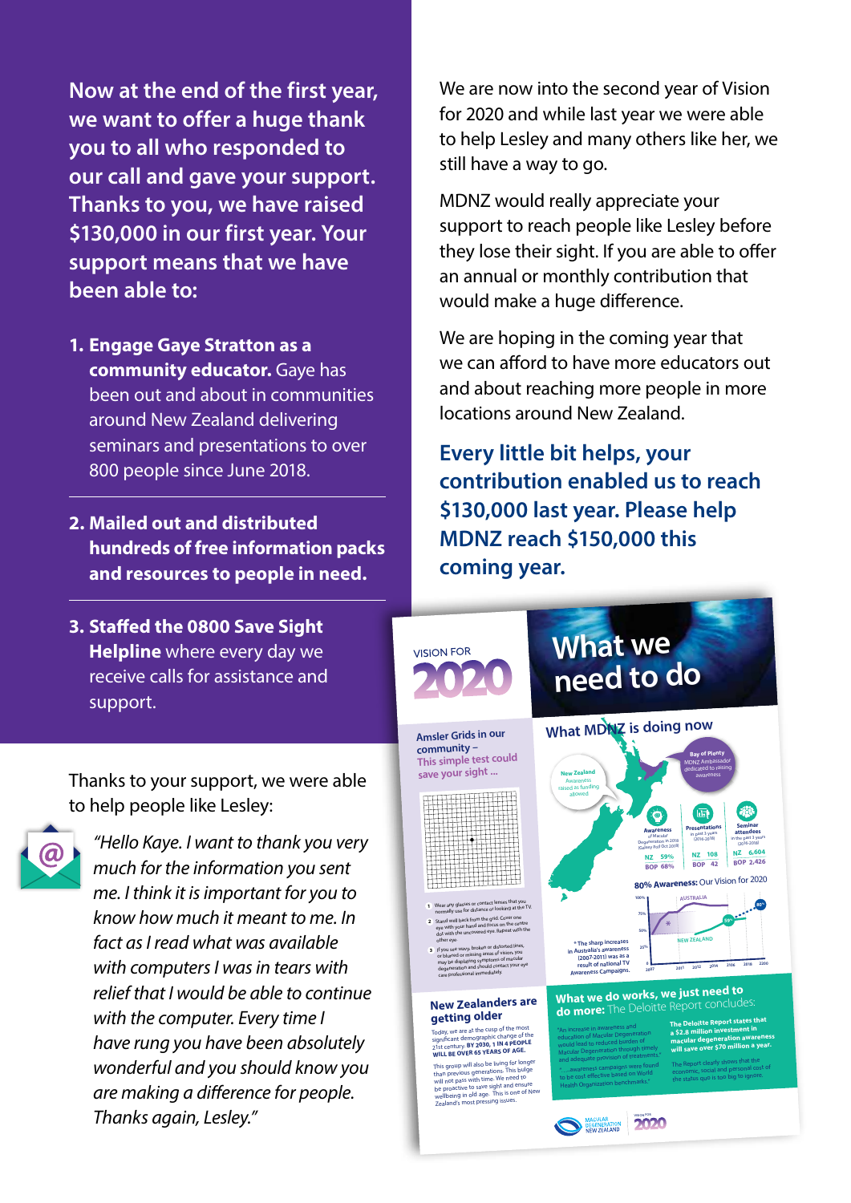**Now at the end of the first year, we want to offer a huge thank you to all who responded to our call and gave your support. Thanks to you, we have raised $130,000 in our first year. Your support means that we have been able to:**

1. **Engage Gaye Stratton as a community educator.** Gaye has been out and about in communities around New Zealand delivering seminars and presentations to over 800 people since June 2018.
2. **Mailed out and distributed hundreds of free information packs and resources to people in need.**
3. **Staffed the 0800 Save Sight Helpline** where every day we receive calls for assistance and support.

Thanks to your support, we were able to help people like Lesley:

*"Hello Kaye. I want to thank you very much for the information you sent me. I think it is important for you to know how much it meant to me. In fact as I read what was available with computers I was in tears with relief that I would be able to continue with the computer. Every time I have rung you have been absolutely wonderful and you should know you are making a difference for people. Thanks again, Lesley."*

We are now into the second year of Vision for 2020 and while last year we were able to help Lesley and many others like her, we still have a way to go.

MDNZ would really appreciate your support to reach people like Lesley before they lose their sight. If you are able to offer an annual or monthly contribution that would make a huge difference.

We are hoping in the coming year that we can afford to have more educators out and about reaching more people in more locations around New Zealand.

**Every little bit helps, your contribution enabled us to reach $130,000 last year. Please help MDNZ reach $150,000 this coming year.**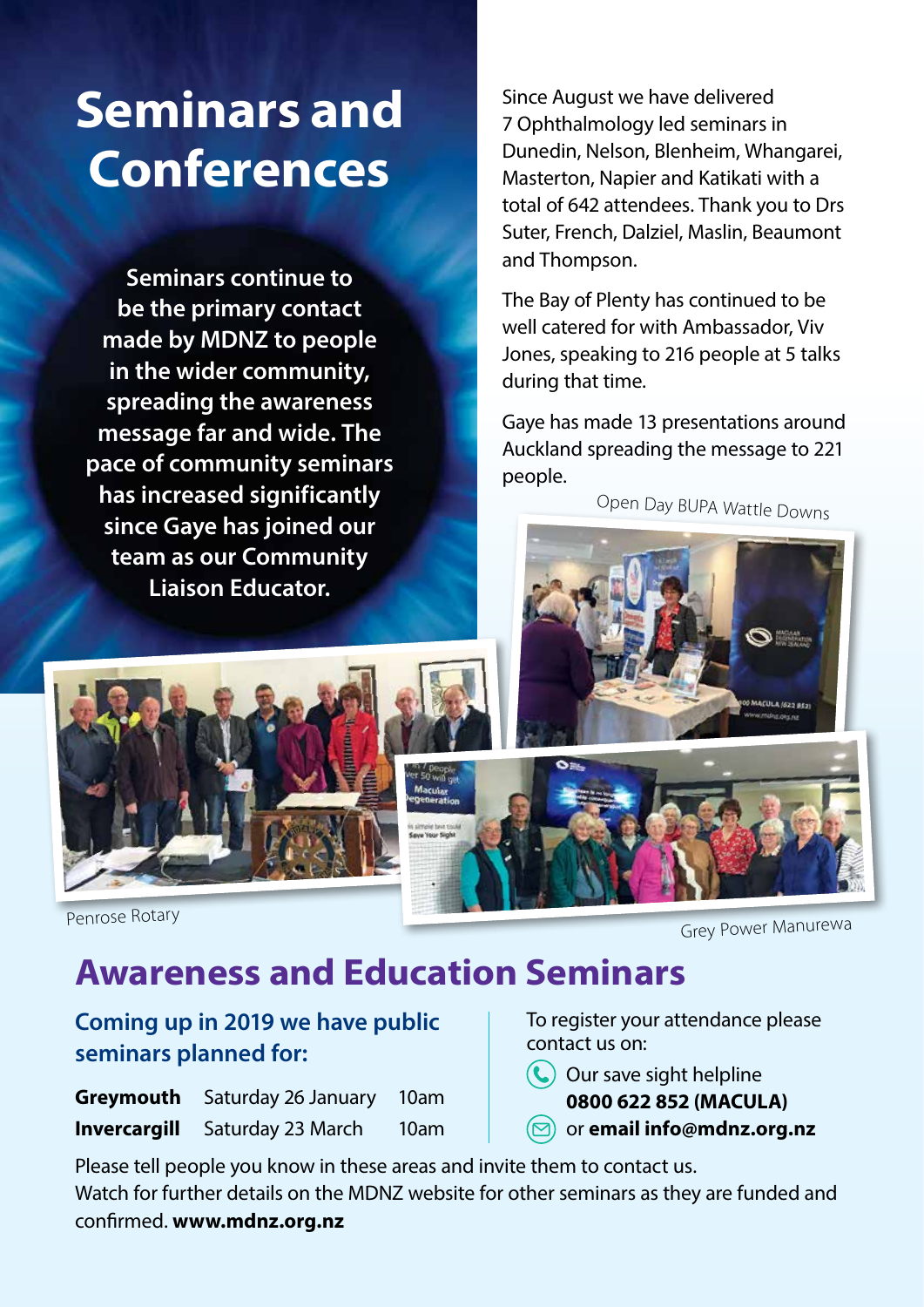# Seminars and Conferences

**Seminars continue to be the primary contact made by MDNZ to people in the wider community, spreading the awareness message far and wide. The pace of community seminars has increased significantly since Gaye has joined our team as our Community Liaison Educator.**

Since August we have delivered 7 Ophthalmology led seminars in Dunedin, Nelson, Blenheim, Whangarei, Masterton, Napier and Katikati with a total of 642 attendees. Thank you to Drs Suter, French, Dalziel, Maslin, Beaumont and Thompson.

The Bay of Plenty has continued to be well catered for with Ambassador, Viv Jones, speaking to 216 people at 5 talks during that time.

Gaye has made 13 presentations around Auckland spreading the message to 221 people.

Open Day BUPA Wattle Downs

Penrose Rotary

Grey Power Manurewa

## Awareness and Education Seminars

### Coming up in 2019 we have public seminars planned for:

| | | |
|---|---|---|
| **Greymouth** | Saturday 26 January | 10am |
| **Invercargill** | Saturday 23 March | 10am |

To register your attendance please contact us on:

- Our save sight helpline **0800 622 852 (MACULA)**
- or **email info@mdnz.org.nz**

Please tell people you know in these areas and invite them to contact us.
Watch for further details on the MDNZ website for other seminars as they are funded and confirmed. **www.mdnz.org.nz**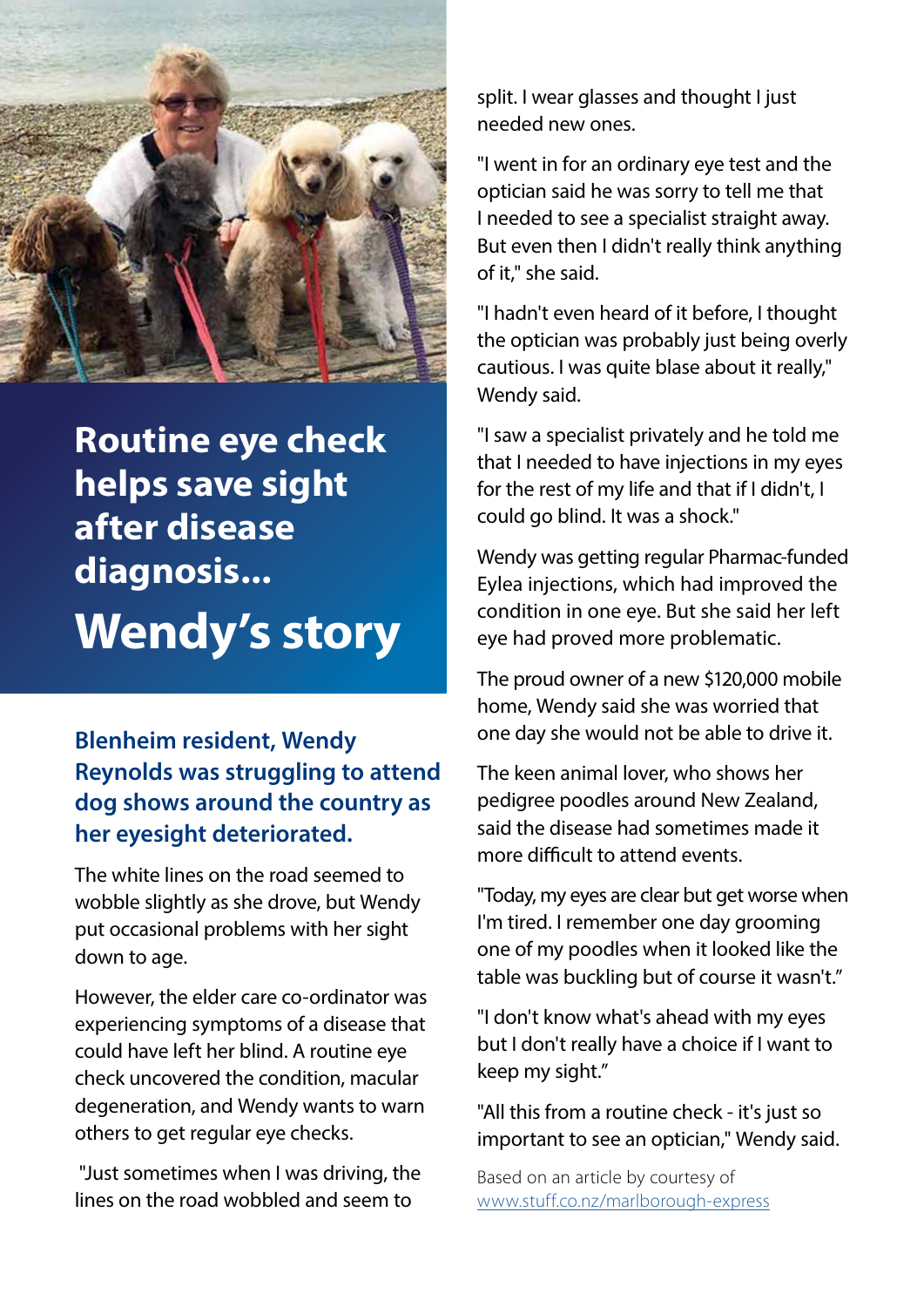# Routine eye check helps save sight after disease diagnosis...

# Wendy's story

**Blenheim resident, Wendy Reynolds was struggling to attend dog shows around the country as her eyesight deteriorated.**

The white lines on the road seemed to wobble slightly as she drove, but Wendy put occasional problems with her sight down to age.

However, the elder care co-ordinator was experiencing symptoms of a disease that could have left her blind. A routine eye check uncovered the condition, macular degeneration, and Wendy wants to warn others to get regular eye checks.

"Just sometimes when I was driving, the lines on the road wobbled and seem to split. I wear glasses and thought I just needed new ones.

"I went in for an ordinary eye test and the optician said he was sorry to tell me that I needed to see a specialist straight away. But even then I didn't really think anything of it," she said.

"I hadn't even heard of it before, I thought the optician was probably just being overly cautious. I was quite blase about it really," Wendy said.

"I saw a specialist privately and he told me that I needed to have injections in my eyes for the rest of my life and that if I didn't, I could go blind. It was a shock."

Wendy was getting regular Pharmac-funded Eylea injections, which had improved the condition in one eye. But she said her left eye had proved more problematic.

The proud owner of a new $120,000 mobile home, Wendy said she was worried that one day she would not be able to drive it.

The keen animal lover, who shows her pedigree poodles around New Zealand, said the disease had sometimes made it more difficult to attend events.

"Today, my eyes are clear but get worse when I'm tired. I remember one day grooming one of my poodles when it looked like the table was buckling but of course it wasn't."

"I don't know what's ahead with my eyes but I don't really have a choice if I want to keep my sight."

"All this from a routine check - it's just so important to see an optician," Wendy said.

Based on an article by courtesy of www.stuff.co.nz/marlborough-express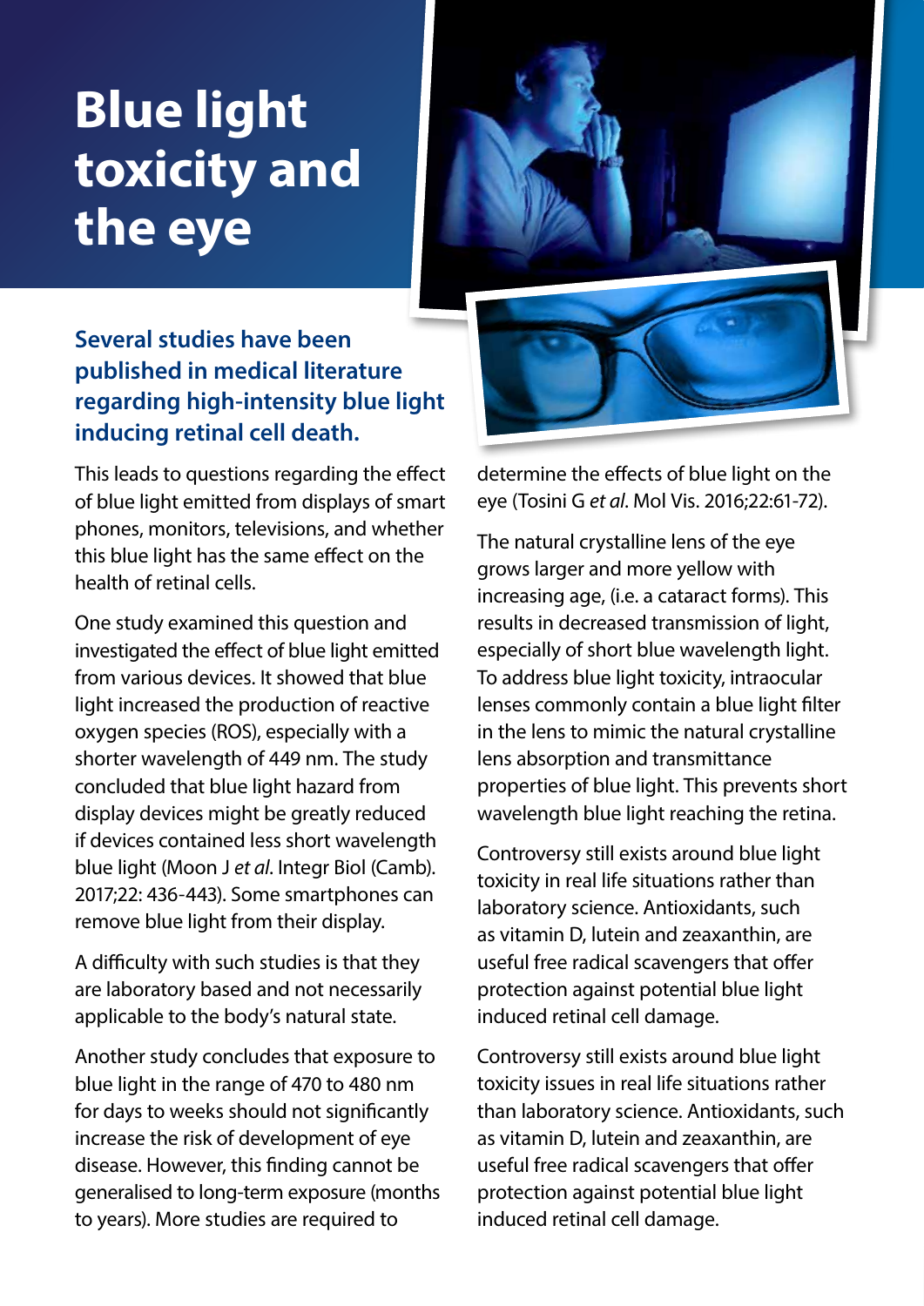# Blue light toxicity and the eye

**Several studies have been published in medical literature regarding high-intensity blue light inducing retinal cell death.**

This leads to questions regarding the effect of blue light emitted from displays of smart phones, monitors, televisions, and whether this blue light has the same effect on the health of retinal cells.

One study examined this question and investigated the effect of blue light emitted from various devices. It showed that blue light increased the production of reactive oxygen species (ROS), especially with a shorter wavelength of 449 nm. The study concluded that blue light hazard from display devices might be greatly reduced if devices contained less short wavelength blue light (Moon J *et al*. Integr Biol (Camb). 2017;22: 436-443). Some smartphones can remove blue light from their display.

A difficulty with such studies is that they are laboratory based and not necessarily applicable to the body's natural state.

Another study concludes that exposure to blue light in the range of 470 to 480 nm for days to weeks should not significantly increase the risk of development of eye disease. However, this finding cannot be generalised to long-term exposure (months to years). More studies are required to determine the effects of blue light on the eye (Tosini G *et al*. Mol Vis. 2016;22:61-72).

The natural crystalline lens of the eye grows larger and more yellow with increasing age, (i.e. a cataract forms). This results in decreased transmission of light, especially of short blue wavelength light. To address blue light toxicity, intraocular lenses commonly contain a blue light filter in the lens to mimic the natural crystalline lens absorption and transmittance properties of blue light. This prevents short wavelength blue light reaching the retina.

Controversy still exists around blue light toxicity in real life situations rather than laboratory science. Antioxidants, such as vitamin D, lutein and zeaxanthin, are useful free radical scavengers that offer protection against potential blue light induced retinal cell damage.

Controversy still exists around blue light toxicity issues in real life situations rather than laboratory science. Antioxidants, such as vitamin D, lutein and zeaxanthin, are useful free radical scavengers that offer protection against potential blue light induced retinal cell damage.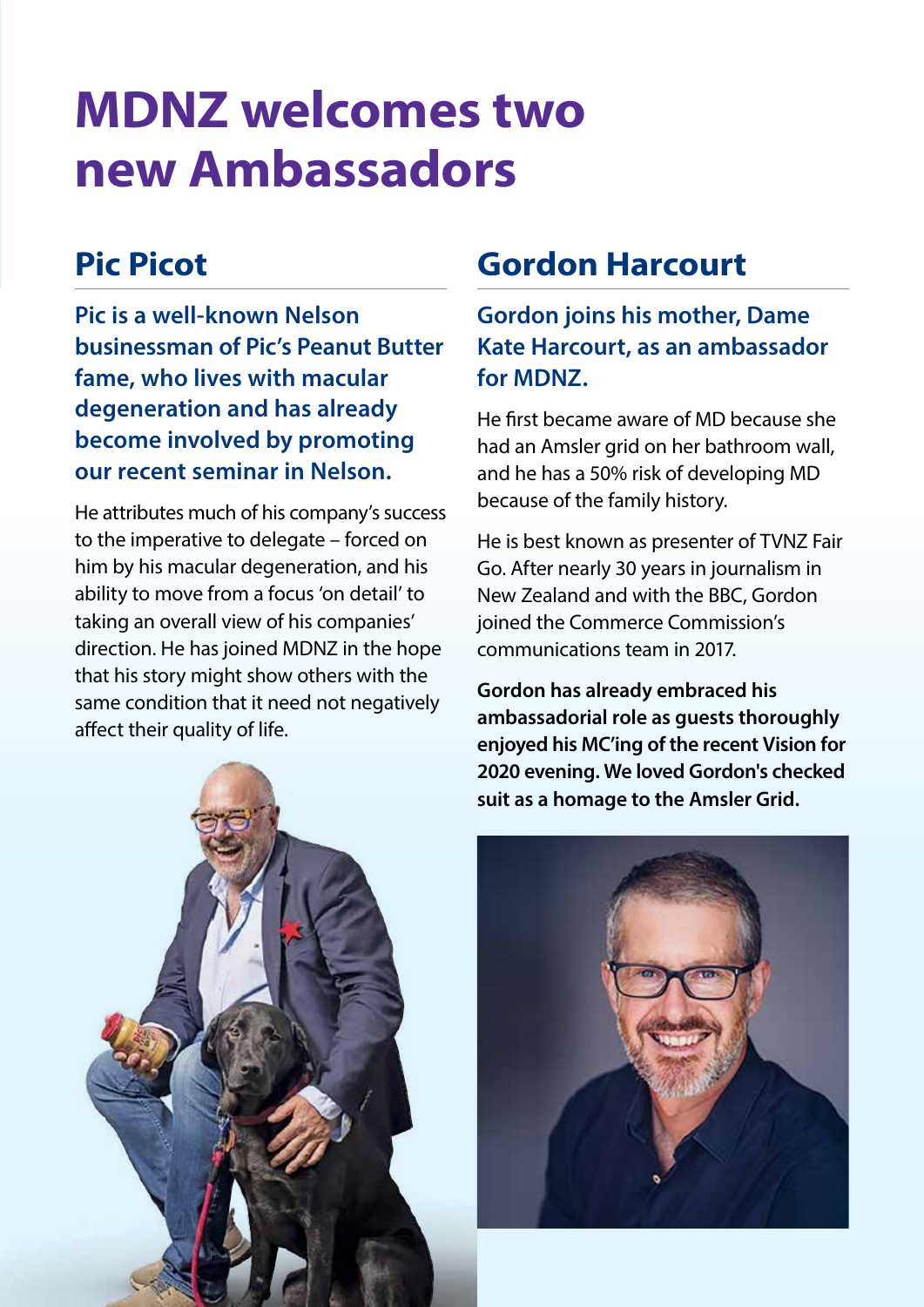# MDNZ welcomes two new Ambassadors

## Pic Picot

**Pic is a well-known Nelson businessman of Pic's Peanut Butter fame, who lives with macular degeneration and has already become involved by promoting our recent seminar in Nelson.**

He attributes much of his company's success to the imperative to delegate – forced on him by his macular degeneration, and his ability to move from a focus 'on detail' to taking an overall view of his companies' direction. He has joined MDNZ in the hope that his story might show others with the same condition that it need not negatively affect their quality of life.

## Gordon Harcourt

**Gordon joins his mother, Dame Kate Harcourt, as an ambassador for MDNZ.**

He first became aware of MD because she had an Amsler grid on her bathroom wall, and he has a 50% risk of developing MD because of the family history.

He is best known as presenter of TVNZ Fair Go. After nearly 30 years in journalism in New Zealand and with the BBC, Gordon joined the Commerce Commission's communications team in 2017.

**Gordon has already embraced his ambassadorial role as guests thoroughly enjoyed his MC'ing of the recent Vision for 2020 evening. We loved Gordon's checked suit as a homage to the Amsler Grid.**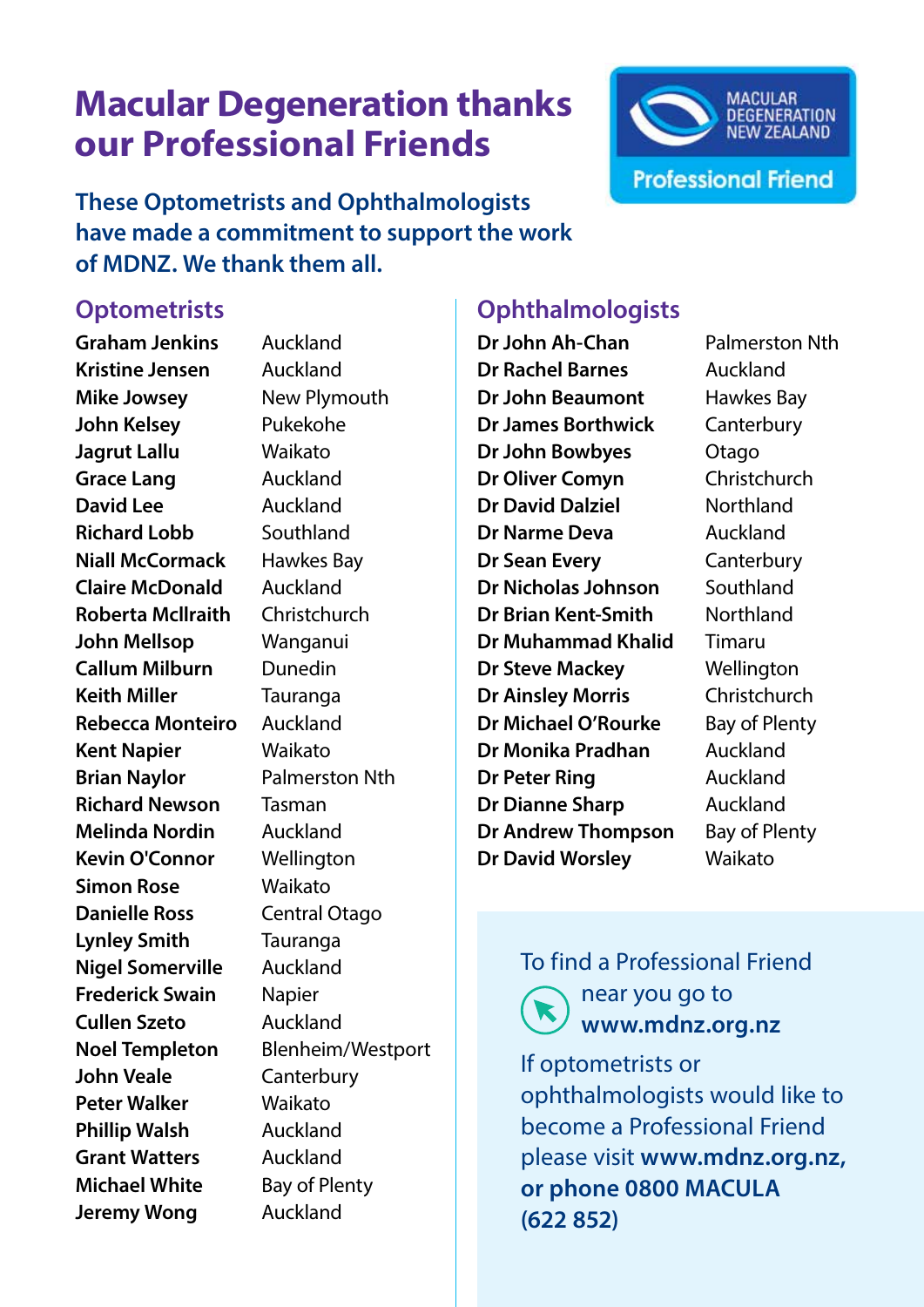# Macular Degeneration thanks our Professional Friends

MACULAR DEGENERATION NEW ZEALAND

Professional Friend

**These Optometrists and Ophthalmologists have made a commitment to support the work of MDNZ. We thank them all.**

## Optometrists

| Name | Location |
|---|---|
| **Graham Jenkins** | Auckland |
| **Kristine Jensen** | Auckland |
| **Mike Jowsey** | New Plymouth |
| **John Kelsey** | Pukekohe |
| **Jagrut Lallu** | Waikato |
| **Grace Lang** | Auckland |
| **David Lee** | Auckland |
| **Richard Lobb** | Southland |
| **Niall McCormack** | Hawkes Bay |
| **Claire McDonald** | Auckland |
| **Roberta McIlraith** | Christchurch |
| **John Mellsop** | Wanganui |
| **Callum Milburn** | Dunedin |
| **Keith Miller** | Tauranga |
| **Rebecca Monteiro** | Auckland |
| **Kent Napier** | Waikato |
| **Brian Naylor** | Palmerston Nth |
| **Richard Newson** | Tasman |
| **Melinda Nordin** | Auckland |
| **Kevin O'Connor** | Wellington |
| **Simon Rose** | Waikato |
| **Danielle Ross** | Central Otago |
| **Lynley Smith** | Tauranga |
| **Nigel Somerville** | Auckland |
| **Frederick Swain** | Napier |
| **Cullen Szeto** | Auckland |
| **Noel Templeton** | Blenheim/Westport |
| **John Veale** | Canterbury |
| **Peter Walker** | Waikato |
| **Phillip Walsh** | Auckland |
| **Grant Watters** | Auckland |
| **Michael White** | Bay of Plenty |
| **Jeremy Wong** | Auckland |

## Ophthalmologists

| Name | Location |
|---|---|
| **Dr John Ah-Chan** | Palmerston Nth |
| **Dr Rachel Barnes** | Auckland |
| **Dr John Beaumont** | Hawkes Bay |
| **Dr James Borthwick** | Canterbury |
| **Dr John Bowbyes** | Otago |
| **Dr Oliver Comyn** | Christchurch |
| **Dr David Dalziel** | Northland |
| **Dr Narme Deva** | Auckland |
| **Dr Sean Every** | Canterbury |
| **Dr Nicholas Johnson** | Southland |
| **Dr Brian Kent-Smith** | Northland |
| **Dr Muhammad Khalid** | Timaru |
| **Dr Steve Mackey** | Wellington |
| **Dr Ainsley Morris** | Christchurch |
| **Dr Michael O'Rourke** | Bay of Plenty |
| **Dr Monika Pradhan** | Auckland |
| **Dr Peter Ring** | Auckland |
| **Dr Dianne Sharp** | Auckland |
| **Dr Andrew Thompson** | Bay of Plenty |
| **Dr David Worsley** | Waikato |

To find a Professional Friend near you go to **www.mdnz.org.nz**

If optometrists or ophthalmologists would like to become a Professional Friend please visit **www.mdnz.org.nz, or phone 0800 MACULA (622 852)**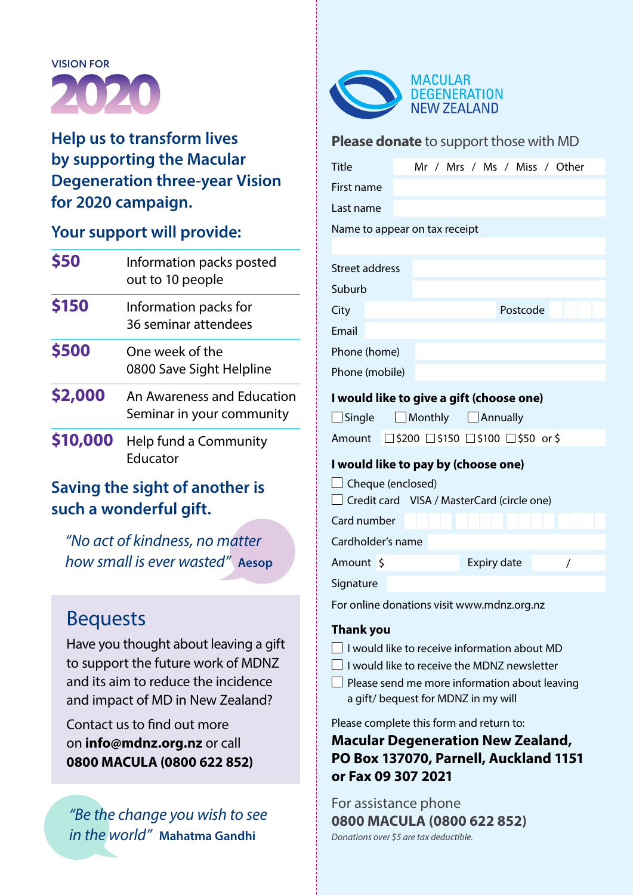VISION FOR

# 2020

## Help us to transform lives by supporting the Macular Degeneration three-year Vision for 2020 campaign.

### Your support will provide:

| | |
|---|---|
| **$50** | Information packs posted out to 10 people |
| **$150** | Information packs for 36 seminar attendees |
| **$500** | One week of the 0800 Save Sight Helpline |
| **$2,000** | An Awareness and Education Seminar in your community |
| **$10,000** | Help fund a Community Educator |

### Saving the sight of another is such a wonderful gift.

*"No act of kindness, no matter how small is ever wasted"* **Aesop**

## Bequests

Have you thought about leaving a gift to support the future work of MDNZ and its aim to reduce the incidence and impact of MD in New Zealand?

Contact us to find out more on **info@mdnz.org.nz** or call **0800 MACULA (0800 622 852)**

*"Be the change you wish to see in the world"* **Mahatma Gandhi**

MACULAR DEGENERATION NEW ZEALAND

**Please donate** to support those with MD

Title Mr / Mrs / Ms / Miss / Other

First name

Last name

Name to appear on tax receipt

Street address

Suburb

City Postcode

Email

Phone (home)

Phone (mobile)

**I would like to give a gift (choose one)**

☐ Single ☐ Monthly ☐ Annually

Amount ☐ $200 ☐ $150 ☐ $100 ☐ $50 or $

**I would like to pay by (choose one)**

☐ Cheque (enclosed)

☐ Credit card VISA / MasterCard (circle one)

Card number

Cardholder's name

Amount $ Expiry date /

Signature

For online donations visit www.mdnz.org.nz

**Thank you**

☐ I would like to receive information about MD

☐ I would like to receive the MDNZ newsletter

☐ Please send me more information about leaving a gift/ bequest for MDNZ in my will

Please complete this form and return to:

**Macular Degeneration New Zealand, PO Box 137070, Parnell, Auckland 1151 or Fax 09 307 2021**

For assistance phone
**0800 MACULA (0800 622 852)**

*Donations over $5 are tax deductible.*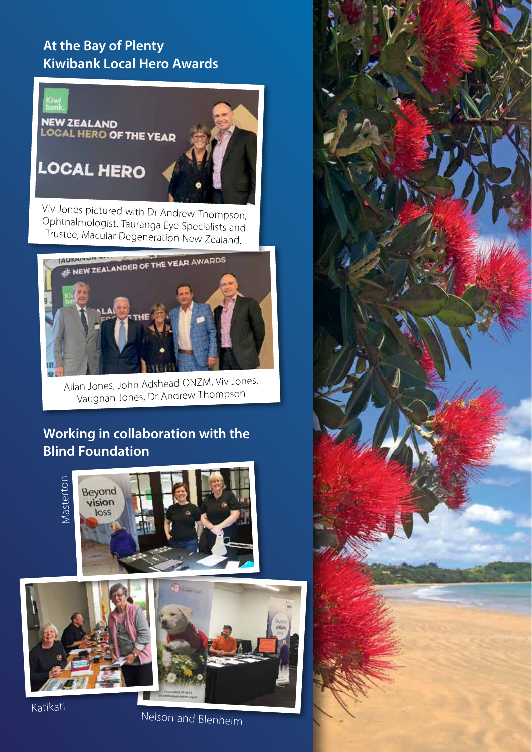## At the Bay of Plenty Kiwibank Local Hero Awards

Viv Jones pictured with Dr Andrew Thompson, Ophthalmologist, Tauranga Eye Specialists and Trustee, Macular Degeneration New Zealand.

Allan Jones, John Adshead ONZM, Viv Jones, Vaughan Jones, Dr Andrew Thompson

## Working in collaboration with the Blind Foundation

Masterton

Katikati

Nelson and Blenheim